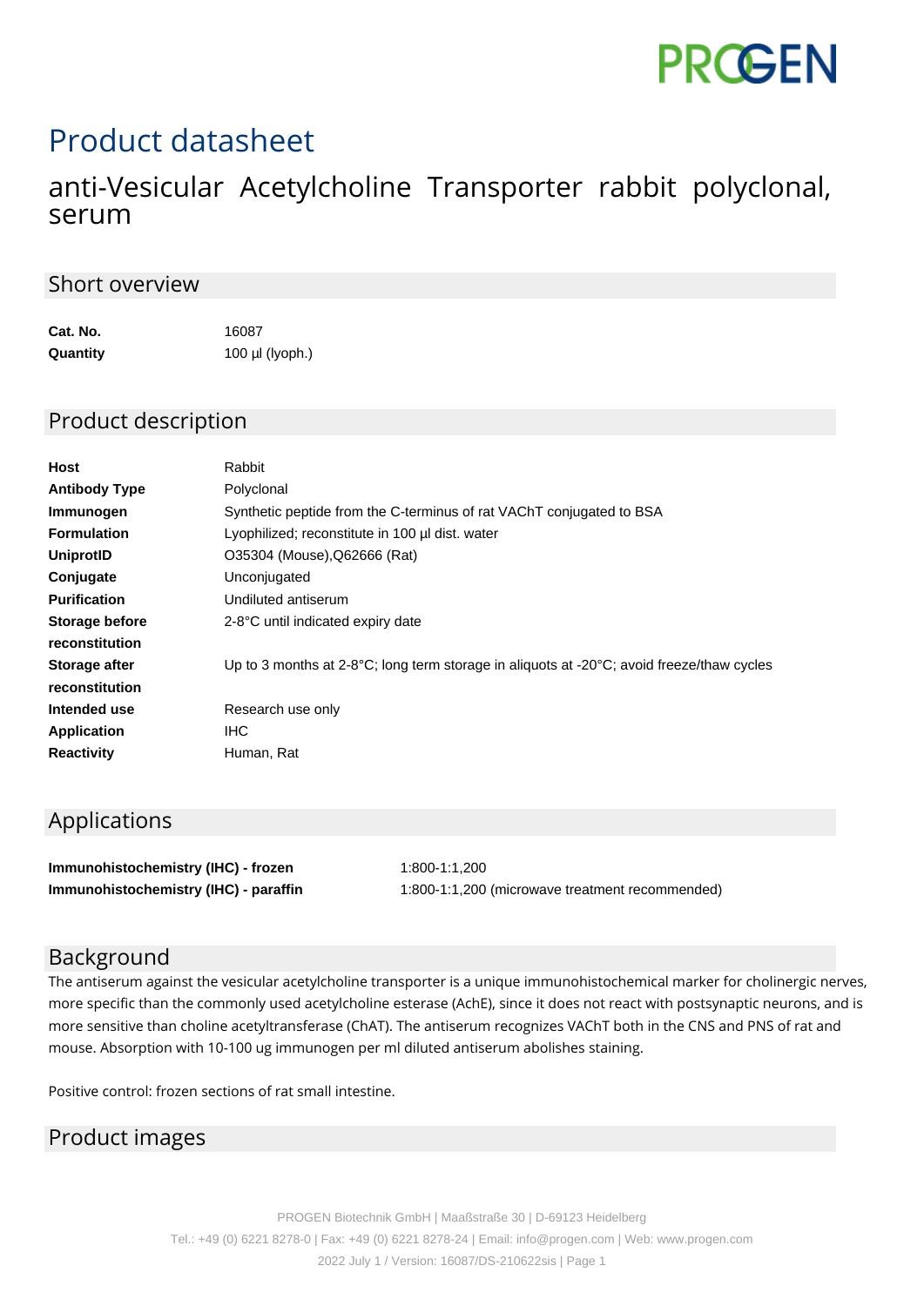# Product datasheet

## anti-Vesicular Acetylcholine Transporter rabbit polyclonal, serum

## Short overview

| | |
|---|---|
| **Cat. No.** | 16087 |
| **Quantity** | 100 µl (lyoph.) |

## Product description

| | |
|---|---|
| **Host** | Rabbit |
| **Antibody Type** | Polyclonal |
| **Immunogen** | Synthetic peptide from the C-terminus of rat VAChT conjugated to BSA |
| **Formulation** | Lyophilized; reconstitute in 100 µl dist. water |
| **UniprotID** | O35304 (Mouse),Q62666 (Rat) |
| **Conjugate** | Unconjugated |
| **Purification** | Undiluted antiserum |
| **Storage before reconstitution** | 2-8°C until indicated expiry date |
| **Storage after reconstitution** | Up to 3 months at 2-8°C; long term storage in aliquots at -20°C; avoid freeze/thaw cycles |
| **Intended use** | Research use only |
| **Application** | IHC |
| **Reactivity** | Human, Rat |

## Applications

| | |
|---|---|
| **Immunohistochemistry (IHC) - frozen** | 1:800-1:1,200 |
| **Immunohistochemistry (IHC) - paraffin** | 1:800-1:1,200 (microwave treatment recommended) |

## Background

The antiserum against the vesicular acetylcholine transporter is a unique immunohistochemical marker for cholinergic nerves, more specific than the commonly used acetylcholine esterase (AchE), since it does not react with postsynaptic neurons, and is more sensitive than choline acetyltransferase (ChAT). The antiserum recognizes VAChT both in the CNS and PNS of rat and mouse. Absorption with 10-100 ug immunogen per ml diluted antiserum abolishes staining.

Positive control: frozen sections of rat small intestine.

## Product images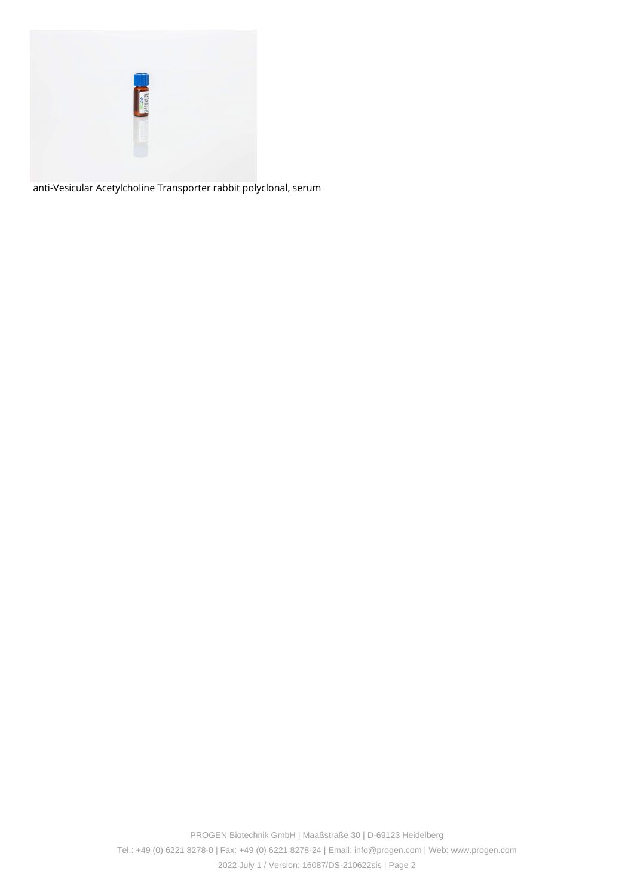anti-Vesicular Acetylcholine Transporter rabbit polyclonal, serum